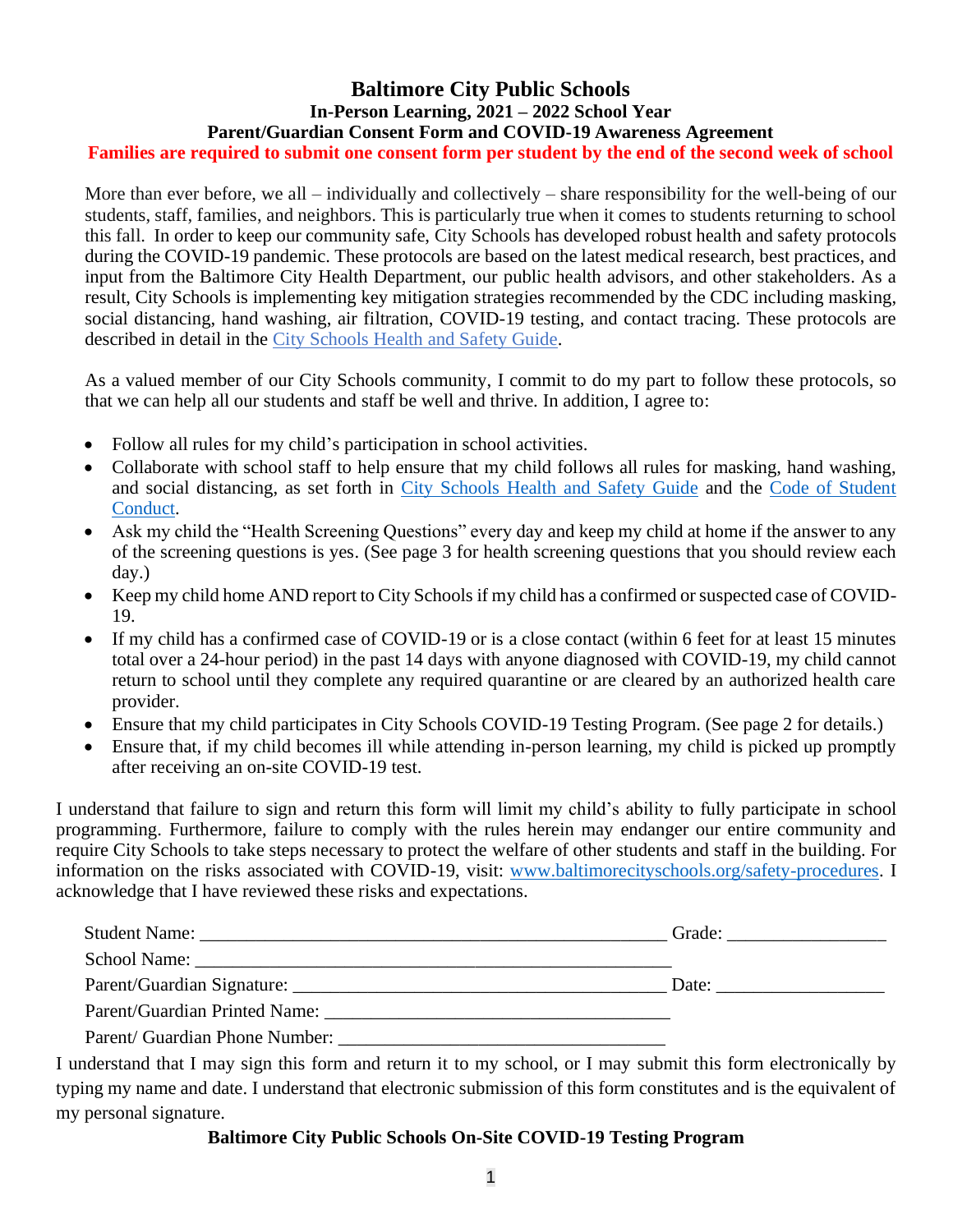# Baltimore City Public Schools

## In-Person Learning, 2021 – 2022 School Year

## Parent/Guardian Consent Form and COVID-19 Awareness Agreement

**Families are required to submit one consent form per student by the end of the second week of school**

More than ever before, we all – individually and collectively – share responsibility for the well-being of our students, staff, families, and neighbors. This is particularly true when it comes to students returning to school this fall. In order to keep our community safe, City Schools has developed robust health and safety protocols during the COVID-19 pandemic. These protocols are based on the latest medical research, best practices, and input from the Baltimore City Health Department, our public health advisors, and other stakeholders. As a result, City Schools is implementing key mitigation strategies recommended by the CDC including masking, social distancing, hand washing, air filtration, COVID-19 testing, and contact tracing. These protocols are described in detail in the City Schools Health and Safety Guide.

As a valued member of our City Schools community, I commit to do my part to follow these protocols, so that we can help all our students and staff be well and thrive. In addition, I agree to:

- Follow all rules for my child's participation in school activities.
- Collaborate with school staff to help ensure that my child follows all rules for masking, hand washing, and social distancing, as set forth in City Schools Health and Safety Guide and the Code of Student Conduct.
- Ask my child the "Health Screening Questions" every day and keep my child at home if the answer to any of the screening questions is yes. (See page 3 for health screening questions that you should review each day.)
- Keep my child home AND report to City Schools if my child has a confirmed or suspected case of COVID-19.
- If my child has a confirmed case of COVID-19 or is a close contact (within 6 feet for at least 15 minutes total over a 24-hour period) in the past 14 days with anyone diagnosed with COVID-19, my child cannot return to school until they complete any required quarantine or are cleared by an authorized health care provider.
- Ensure that my child participates in City Schools COVID-19 Testing Program. (See page 2 for details.)
- Ensure that, if my child becomes ill while attending in-person learning, my child is picked up promptly after receiving an on-site COVID-19 test.

I understand that failure to sign and return this form will limit my child's ability to fully participate in school programming. Furthermore, failure to comply with the rules herein may endanger our entire community and require City Schools to take steps necessary to protect the welfare of other students and staff in the building. For information on the risks associated with COVID-19, visit: www.baltimorecityschools.org/safety-procedures. I acknowledge that I have reviewed these risks and expectations.

Student Name: ____________________________________________________ Grade: _________________

School Name: _____________________________________________________

Parent/Guardian Signature: _________________________________________ Date: __________________

Parent/Guardian Printed Name: ______________________________________

Parent/ Guardian Phone Number: ____________________________________

I understand that I may sign this form and return it to my school, or I may submit this form electronically by typing my name and date. I understand that electronic submission of this form constitutes and is the equivalent of my personal signature.

**Baltimore City Public Schools On-Site COVID-19 Testing Program**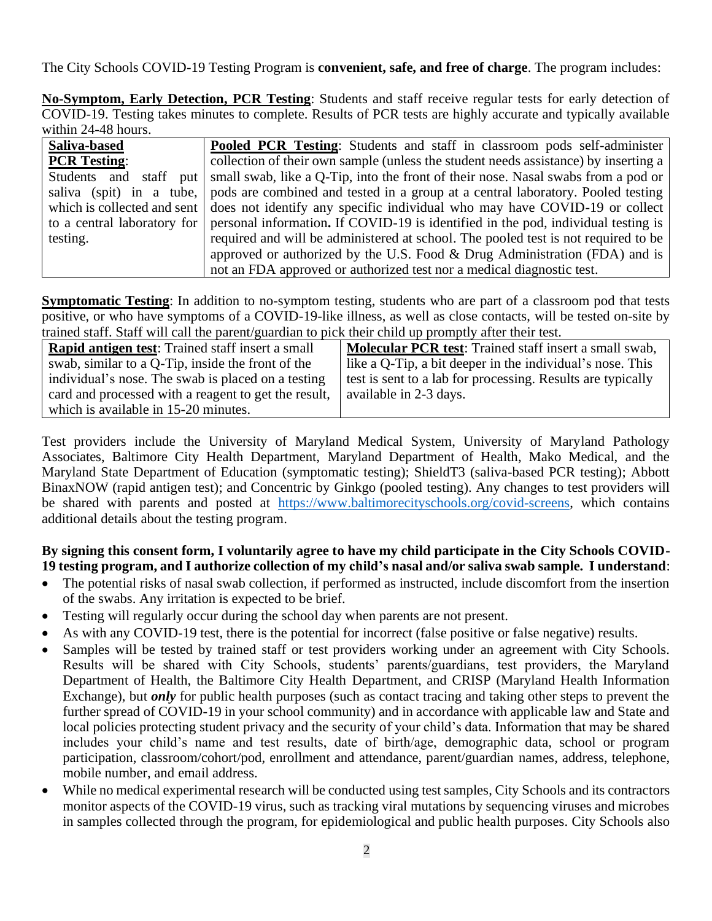The City Schools COVID-19 Testing Program is **convenient, safe, and free of charge**. The program includes:

**No-Symptom, Early Detection, PCR Testing**: Students and staff receive regular tests for early detection of COVID-19. Testing takes minutes to complete. Results of PCR tests are highly accurate and typically available within 24-48 hours.

| **Saliva-based PCR Testing**: Students and staff put saliva (spit) in a tube, which is collected and sent to a central laboratory for testing. | **Pooled PCR Testing**: Students and staff in classroom pods self-administer collection of their own sample (unless the student needs assistance) by inserting a small swab, like a Q-Tip, into the front of their nose. Nasal swabs from a pod or pods are combined and tested in a group at a central laboratory. Pooled testing does not identify any specific individual who may have COVID-19 or collect personal information**.** If COVID-19 is identified in the pod, individual testing is required and will be administered at school. The pooled test is not required to be approved or authorized by the U.S. Food & Drug Administration (FDA) and is not an FDA approved or authorized test nor a medical diagnostic test. |
|---|---|

**Symptomatic Testing**: In addition to no-symptom testing, students who are part of a classroom pod that tests positive, or who have symptoms of a COVID-19-like illness, as well as close contacts, will be tested on-site by trained staff. Staff will call the parent/guardian to pick their child up promptly after their test.

| **Rapid antigen test**: Trained staff insert a small swab, similar to a Q-Tip, inside the front of the individual's nose. The swab is placed on a testing card and processed with a reagent to get the result, which is available in 15-20 minutes. | **Molecular PCR test**: Trained staff insert a small swab, like a Q-Tip, a bit deeper in the individual's nose. This test is sent to a lab for processing. Results are typically available in 2-3 days. |
|---|---|

Test providers include the University of Maryland Medical System, University of Maryland Pathology Associates, Baltimore City Health Department, Maryland Department of Health, Mako Medical, and the Maryland State Department of Education (symptomatic testing); ShieldT3 (saliva-based PCR testing); Abbott BinaxNOW (rapid antigen test); and Concentric by Ginkgo (pooled testing). Any changes to test providers will be shared with parents and posted at https://www.baltimorecityschools.org/covid-screens, which contains additional details about the testing program.

**By signing this consent form, I voluntarily agree to have my child participate in the City Schools COVID-19 testing program, and I authorize collection of my child's nasal and/or saliva swab sample. I understand**:

- The potential risks of nasal swab collection, if performed as instructed, include discomfort from the insertion of the swabs. Any irritation is expected to be brief.
- Testing will regularly occur during the school day when parents are not present.
- As with any COVID-19 test, there is the potential for incorrect (false positive or false negative) results.
- Samples will be tested by trained staff or test providers working under an agreement with City Schools. Results will be shared with City Schools, students' parents/guardians, test providers, the Maryland Department of Health, the Baltimore City Health Department, and CRISP (Maryland Health Information Exchange), but ***only*** for public health purposes (such as contact tracing and taking other steps to prevent the further spread of COVID-19 in your school community) and in accordance with applicable law and State and local policies protecting student privacy and the security of your child's data. Information that may be shared includes your child's name and test results, date of birth/age, demographic data, school or program participation, classroom/cohort/pod, enrollment and attendance, parent/guardian names, address, telephone, mobile number, and email address.
- While no medical experimental research will be conducted using test samples, City Schools and its contractors monitor aspects of the COVID-19 virus, such as tracking viral mutations by sequencing viruses and microbes in samples collected through the program, for epidemiological and public health purposes. City Schools also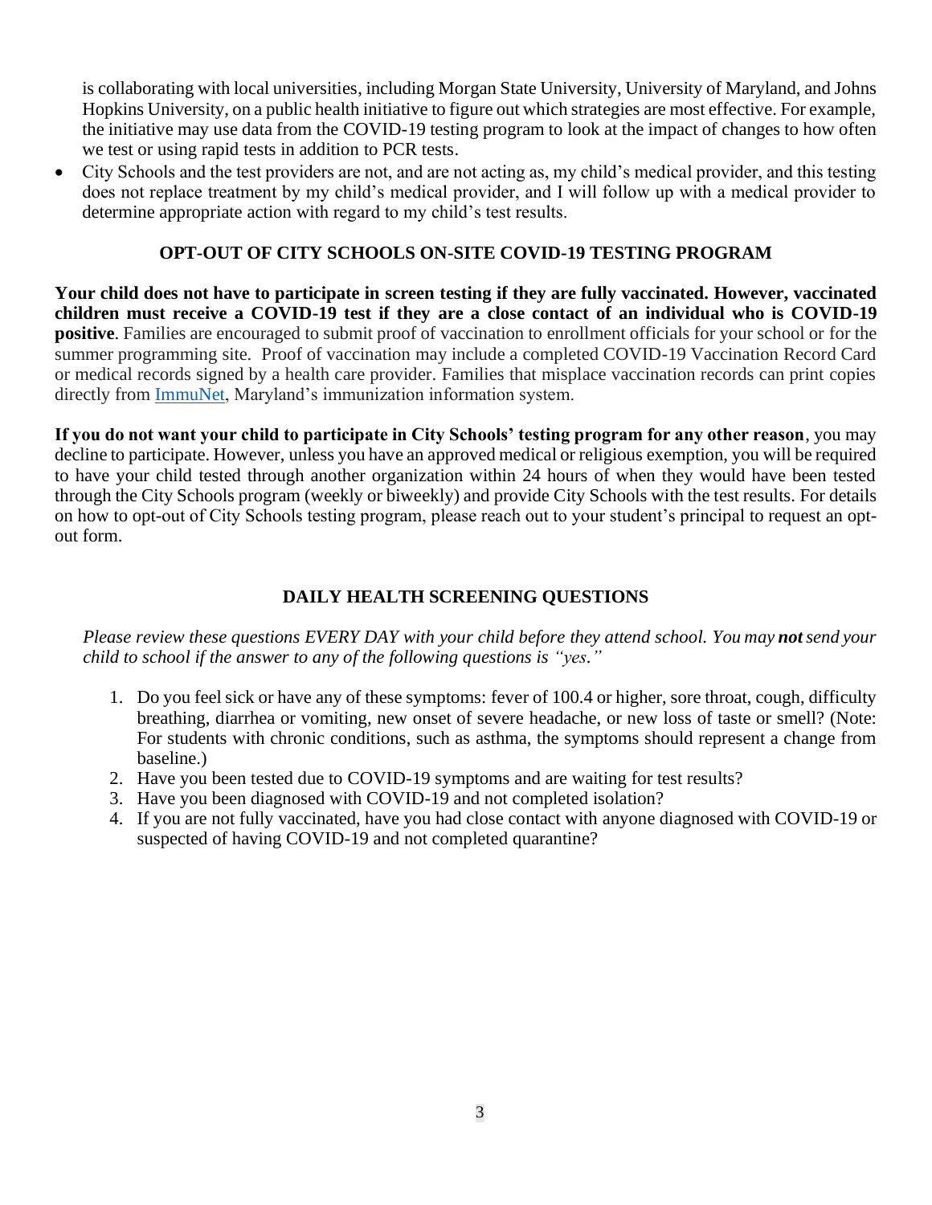is collaborating with local universities, including Morgan State University, University of Maryland, and Johns Hopkins University, on a public health initiative to figure out which strategies are most effective. For example, the initiative may use data from the COVID-19 testing program to look at the impact of changes to how often we test or using rapid tests in addition to PCR tests.

- City Schools and the test providers are not, and are not acting as, my child's medical provider, and this testing does not replace treatment by my child's medical provider, and I will follow up with a medical provider to determine appropriate action with regard to my child's test results.

## OPT-OUT OF CITY SCHOOLS ON-SITE COVID-19 TESTING PROGRAM

**Your child does not have to participate in screen testing if they are fully vaccinated. However, vaccinated children must receive a COVID-19 test if they are a close contact of an individual who is COVID-19 positive**. Families are encouraged to submit proof of vaccination to enrollment officials for your school or for the summer programming site. Proof of vaccination may include a completed COVID-19 Vaccination Record Card or medical records signed by a health care provider. Families that misplace vaccination records can print copies directly from ImmuNet, Maryland's immunization information system.

**If you do not want your child to participate in City Schools' testing program for any other reason**, you may decline to participate. However, unless you have an approved medical or religious exemption, you will be required to have your child tested through another organization within 24 hours of when they would have been tested through the City Schools program (weekly or biweekly) and provide City Schools with the test results. For details on how to opt-out of City Schools testing program, please reach out to your student's principal to request an opt-out form.

## DAILY HEALTH SCREENING QUESTIONS

*Please review these questions EVERY DAY with your child before they attend school. You may **not** send your child to school if the answer to any of the following questions is "yes."*

1. Do you feel sick or have any of these symptoms: fever of 100.4 or higher, sore throat, cough, difficulty breathing, diarrhea or vomiting, new onset of severe headache, or new loss of taste or smell? (Note: For students with chronic conditions, such as asthma, the symptoms should represent a change from baseline.)
2. Have you been tested due to COVID-19 symptoms and are waiting for test results?
3. Have you been diagnosed with COVID-19 and not completed isolation?
4. If you are not fully vaccinated, have you had close contact with anyone diagnosed with COVID-19 or suspected of having COVID-19 and not completed quarantine?